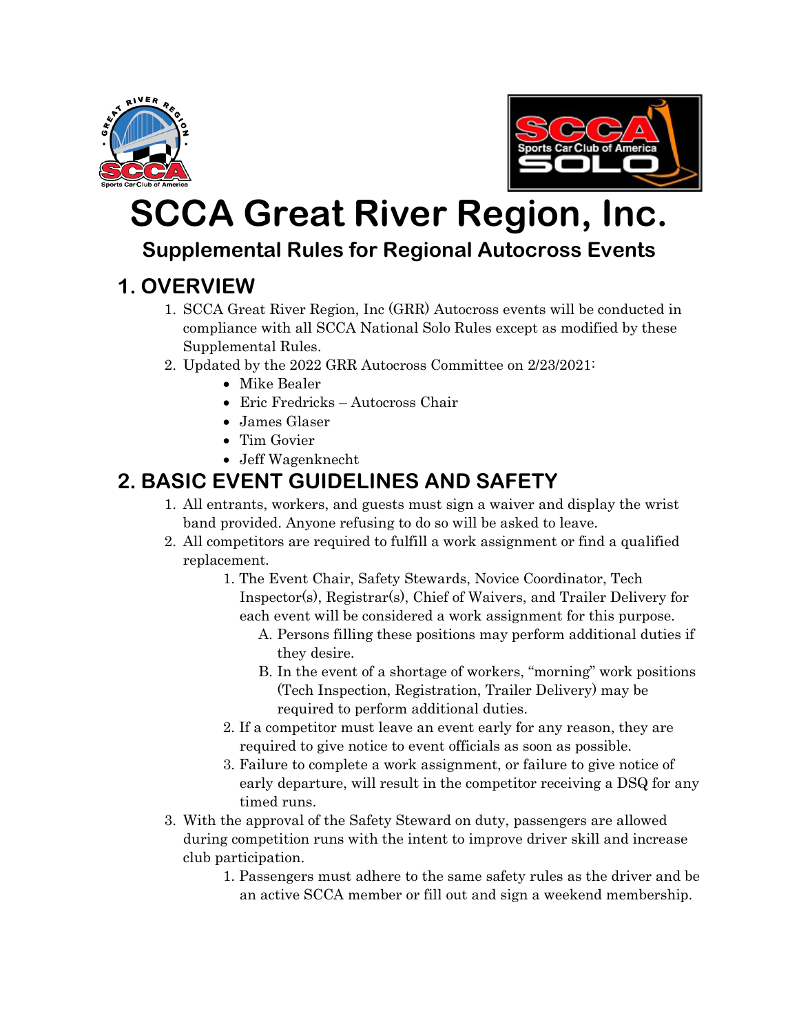# SCCA Great River Region, Inc.

## Supplemental Rules for Regional Autocross Events

## 1. OVERVIEW

1. SCCA Great River Region, Inc (GRR) Autocross events will be conducted in compliance with all SCCA National Solo Rules except as modified by these Supplemental Rules.
2. Updated by the 2022 GRR Autocross Committee on 2/23/2021:
   - Mike Bealer
   - Eric Fredricks – Autocross Chair
   - James Glaser
   - Tim Govier
   - Jeff Wagenknecht

## 2. BASIC EVENT GUIDELINES AND SAFETY

1. All entrants, workers, and guests must sign a waiver and display the wrist band provided. Anyone refusing to do so will be asked to leave.
2. All competitors are required to fulfill a work assignment or find a qualified replacement.
   1. The Event Chair, Safety Stewards, Novice Coordinator, Tech Inspector(s), Registrar(s), Chief of Waivers, and Trailer Delivery for each event will be considered a work assignment for this purpose.
      A. Persons filling these positions may perform additional duties if they desire.
      B. In the event of a shortage of workers, "morning" work positions (Tech Inspection, Registration, Trailer Delivery) may be required to perform additional duties.
   2. If a competitor must leave an event early for any reason, they are required to give notice to event officials as soon as possible.
   3. Failure to complete a work assignment, or failure to give notice of early departure, will result in the competitor receiving a DSQ for any timed runs.
3. With the approval of the Safety Steward on duty, passengers are allowed during competition runs with the intent to improve driver skill and increase club participation.
   1. Passengers must adhere to the same safety rules as the driver and be an active SCCA member or fill out and sign a weekend membership.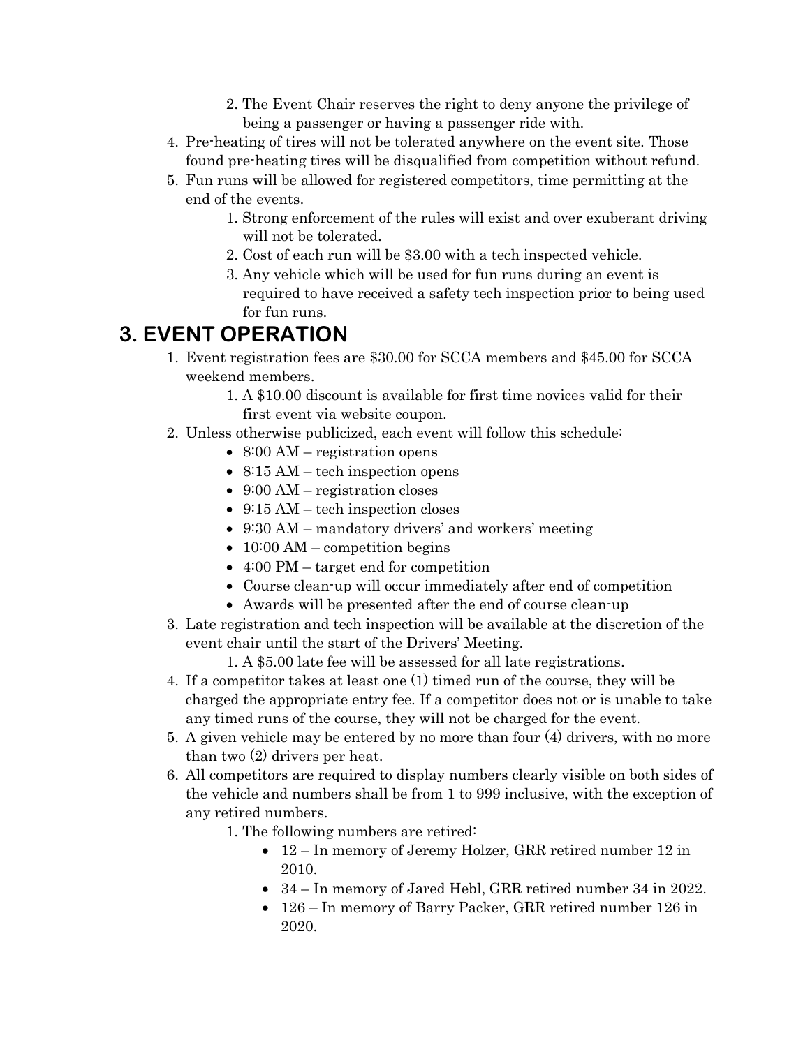2. The Event Chair reserves the right to deny anyone the privilege of being a passenger or having a passenger ride with.
4. Pre-heating of tires will not be tolerated anywhere on the event site. Those found pre-heating tires will be disqualified from competition without refund.
5. Fun runs will be allowed for registered competitors, time permitting at the end of the events.
   1. Strong enforcement of the rules will exist and over exuberant driving will not be tolerated.
   2. Cost of each run will be $3.00 with a tech inspected vehicle.
   3. Any vehicle which will be used for fun runs during an event is required to have received a safety tech inspection prior to being used for fun runs.

# 3. EVENT OPERATION

1. Event registration fees are $30.00 for SCCA members and $45.00 for SCCA weekend members.
   1. A $10.00 discount is available for first time novices valid for their first event via website coupon.
2. Unless otherwise publicized, each event will follow this schedule:
   - 8:00 AM – registration opens
   - 8:15 AM – tech inspection opens
   - 9:00 AM – registration closes
   - 9:15 AM – tech inspection closes
   - 9:30 AM – mandatory drivers' and workers' meeting
   - 10:00 AM – competition begins
   - 4:00 PM – target end for competition
   - Course clean-up will occur immediately after end of competition
   - Awards will be presented after the end of course clean-up
3. Late registration and tech inspection will be available at the discretion of the event chair until the start of the Drivers' Meeting.
   1. A $5.00 late fee will be assessed for all late registrations.
4. If a competitor takes at least one (1) timed run of the course, they will be charged the appropriate entry fee. If a competitor does not or is unable to take any timed runs of the course, they will not be charged for the event.
5. A given vehicle may be entered by no more than four (4) drivers, with no more than two (2) drivers per heat.
6. All competitors are required to display numbers clearly visible on both sides of the vehicle and numbers shall be from 1 to 999 inclusive, with the exception of any retired numbers.
   1. The following numbers are retired:
      - 12 – In memory of Jeremy Holzer, GRR retired number 12 in 2010.
      - 34 – In memory of Jared Hebl, GRR retired number 34 in 2022.
      - 126 – In memory of Barry Packer, GRR retired number 126 in 2020.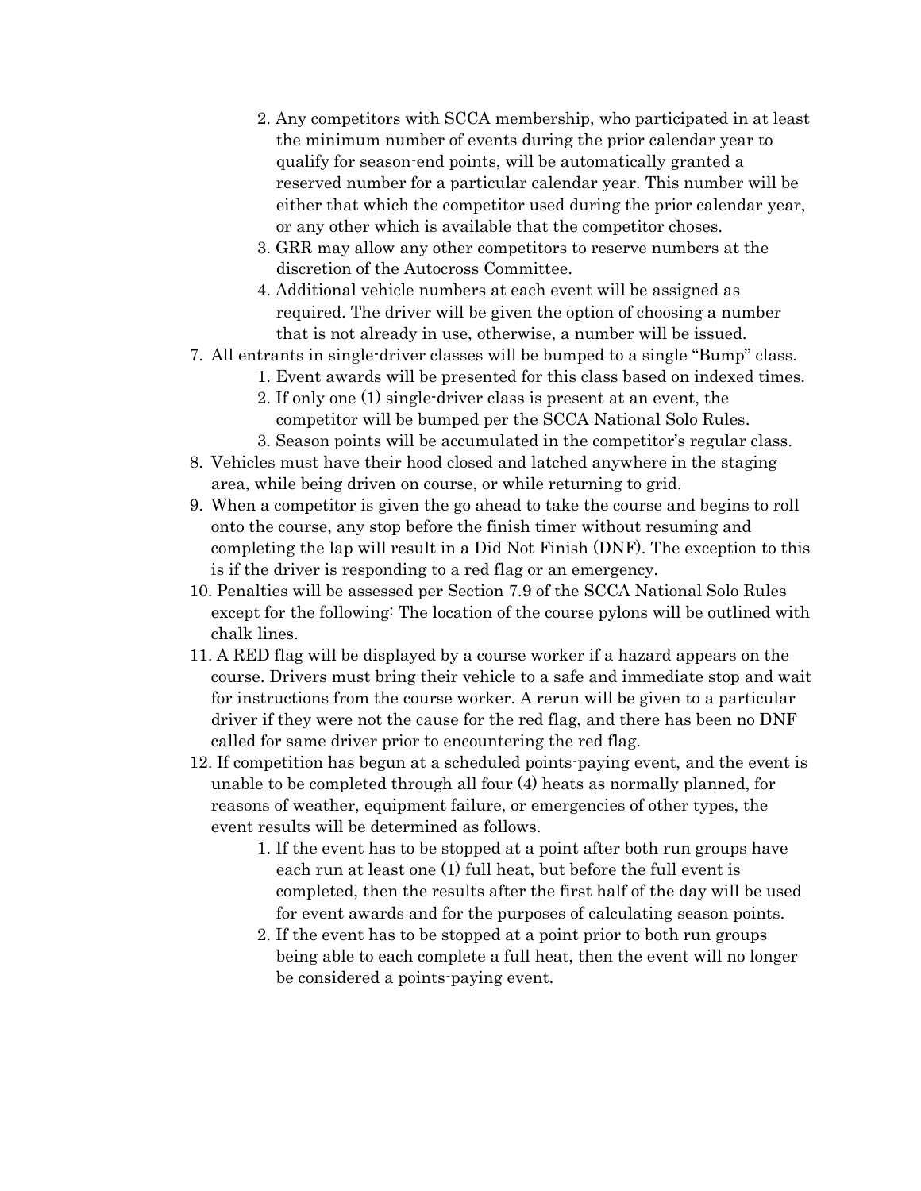2. Any competitors with SCCA membership, who participated in at least the minimum number of events during the prior calendar year to qualify for season-end points, will be automatically granted a reserved number for a particular calendar year. This number will be either that which the competitor used during the prior calendar year, or any other which is available that the competitor choses.
   3. GRR may allow any other competitors to reserve numbers at the discretion of the Autocross Committee.
   4. Additional vehicle numbers at each event will be assigned as required. The driver will be given the option of choosing a number that is not already in use, otherwise, a number will be issued.

7. All entrants in single-driver classes will be bumped to a single "Bump" class.
   1. Event awards will be presented for this class based on indexed times.
   2. If only one (1) single-driver class is present at an event, the competitor will be bumped per the SCCA National Solo Rules.
   3. Season points will be accumulated in the competitor's regular class.
8. Vehicles must have their hood closed and latched anywhere in the staging area, while being driven on course, or while returning to grid.
9. When a competitor is given the go ahead to take the course and begins to roll onto the course, any stop before the finish timer without resuming and completing the lap will result in a Did Not Finish (DNF). The exception to this is if the driver is responding to a red flag or an emergency.
10. Penalties will be assessed per Section 7.9 of the SCCA National Solo Rules except for the following: The location of the course pylons will be outlined with chalk lines.
11. A RED flag will be displayed by a course worker if a hazard appears on the course. Drivers must bring their vehicle to a safe and immediate stop and wait for instructions from the course worker. A rerun will be given to a particular driver if they were not the cause for the red flag, and there has been no DNF called for same driver prior to encountering the red flag.
12. If competition has begun at a scheduled points-paying event, and the event is unable to be completed through all four (4) heats as normally planned, for reasons of weather, equipment failure, or emergencies of other types, the event results will be determined as follows.
    1. If the event has to be stopped at a point after both run groups have each run at least one (1) full heat, but before the full event is completed, then the results after the first half of the day will be used for event awards and for the purposes of calculating season points.
    2. If the event has to be stopped at a point prior to both run groups being able to each complete a full heat, then the event will no longer be considered a points-paying event.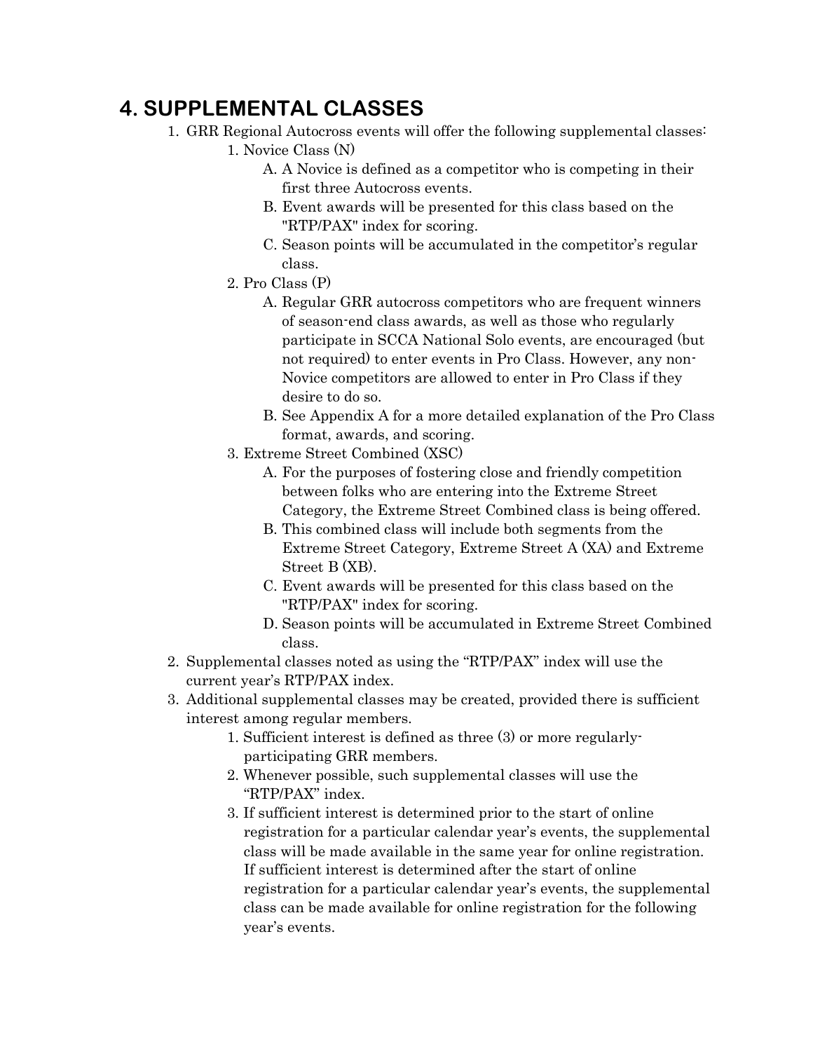# 4. SUPPLEMENTAL CLASSES

1. GRR Regional Autocross events will offer the following supplemental classes:
    1. Novice Class (N)
        - A. A Novice is defined as a competitor who is competing in their first three Autocross events.
        - B. Event awards will be presented for this class based on the "RTP/PAX" index for scoring.
        - C. Season points will be accumulated in the competitor's regular class.
    2. Pro Class (P)
        - A. Regular GRR autocross competitors who are frequent winners of season-end class awards, as well as those who regularly participate in SCCA National Solo events, are encouraged (but not required) to enter events in Pro Class. However, any non-Novice competitors are allowed to enter in Pro Class if they desire to do so.
        - B. See Appendix A for a more detailed explanation of the Pro Class format, awards, and scoring.
    3. Extreme Street Combined (XSC)
        - A. For the purposes of fostering close and friendly competition between folks who are entering into the Extreme Street Category, the Extreme Street Combined class is being offered.
        - B. This combined class will include both segments from the Extreme Street Category, Extreme Street A (XA) and Extreme Street B (XB).
        - C. Event awards will be presented for this class based on the "RTP/PAX" index for scoring.
        - D. Season points will be accumulated in Extreme Street Combined class.
2. Supplemental classes noted as using the "RTP/PAX" index will use the current year's RTP/PAX index.
3. Additional supplemental classes may be created, provided there is sufficient interest among regular members.
    1. Sufficient interest is defined as three (3) or more regularly-participating GRR members.
    2. Whenever possible, such supplemental classes will use the "RTP/PAX" index.
    3. If sufficient interest is determined prior to the start of online registration for a particular calendar year's events, the supplemental class will be made available in the same year for online registration. If sufficient interest is determined after the start of online registration for a particular calendar year's events, the supplemental class can be made available for online registration for the following year's events.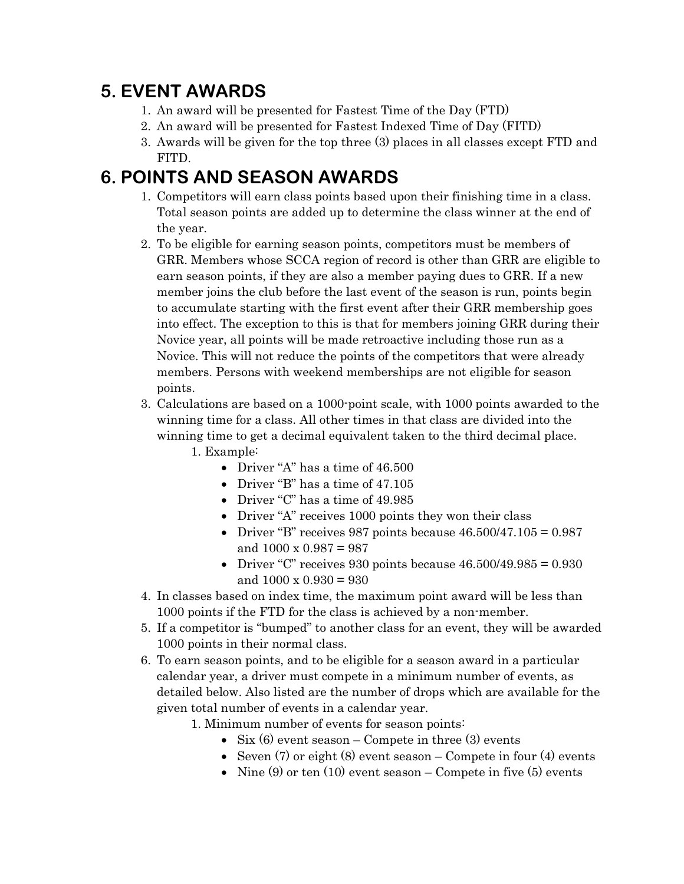## 5. EVENT AWARDS

1. An award will be presented for Fastest Time of the Day (FTD)
2. An award will be presented for Fastest Indexed Time of Day (FITD)
3. Awards will be given for the top three (3) places in all classes except FTD and FITD.

## 6. POINTS AND SEASON AWARDS

1. Competitors will earn class points based upon their finishing time in a class. Total season points are added up to determine the class winner at the end of the year.
2. To be eligible for earning season points, competitors must be members of GRR. Members whose SCCA region of record is other than GRR are eligible to earn season points, if they are also a member paying dues to GRR. If a new member joins the club before the last event of the season is run, points begin to accumulate starting with the first event after their GRR membership goes into effect. The exception to this is that for members joining GRR during their Novice year, all points will be made retroactive including those run as a Novice. This will not reduce the points of the competitors that were already members. Persons with weekend memberships are not eligible for season points.
3. Calculations are based on a 1000-point scale, with 1000 points awarded to the winning time for a class. All other times in that class are divided into the winning time to get a decimal equivalent taken to the third decimal place.
    1. Example:
        - Driver "A" has a time of 46.500
        - Driver "B" has a time of 47.105
        - Driver "C" has a time of 49.985
        - Driver "A" receives 1000 points they won their class
        - Driver "B" receives 987 points because 46.500/47.105 = 0.987 and 1000 x 0.987 = 987
        - Driver "C" receives 930 points because 46.500/49.985 = 0.930 and 1000 x 0.930 = 930
4. In classes based on index time, the maximum point award will be less than 1000 points if the FTD for the class is achieved by a non-member.
5. If a competitor is "bumped" to another class for an event, they will be awarded 1000 points in their normal class.
6. To earn season points, and to be eligible for a season award in a particular calendar year, a driver must compete in a minimum number of events, as detailed below. Also listed are the number of drops which are available for the given total number of events in a calendar year.
    1. Minimum number of events for season points:
        - Six (6) event season – Compete in three (3) events
        - Seven (7) or eight (8) event season – Compete in four (4) events
        - Nine (9) or ten (10) event season – Compete in five (5) events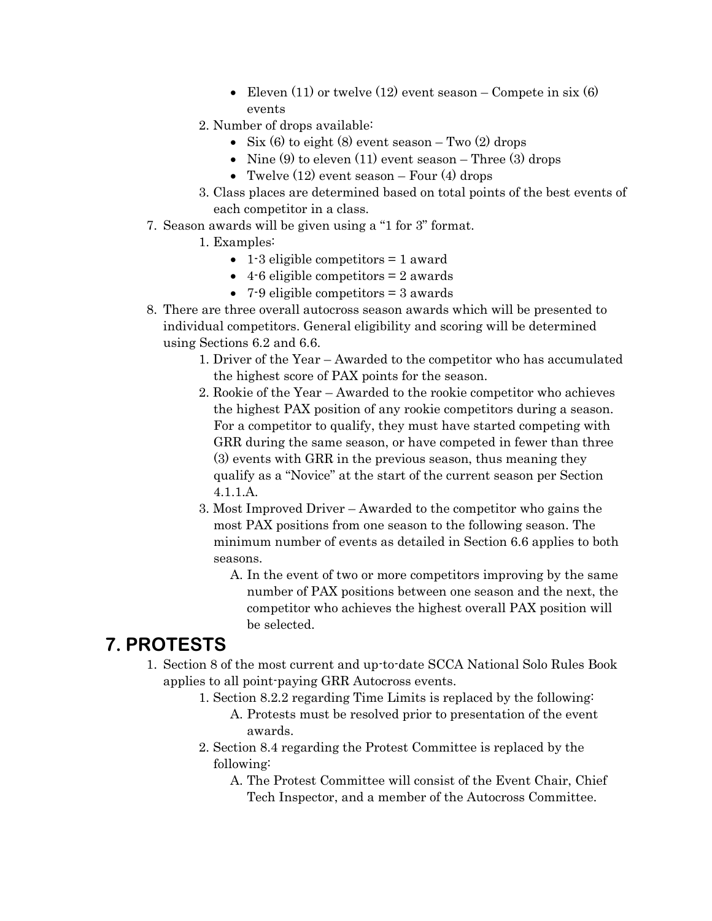- Eleven (11) or twelve (12) event season – Compete in six (6) events

2. Number of drops available:
   - Six (6) to eight (8) event season – Two (2) drops
   - Nine (9) to eleven (11) event season – Three (3) drops
   - Twelve (12) event season – Four (4) drops
3. Class places are determined based on total points of the best events of each competitor in a class.

7. Season awards will be given using a “1 for 3” format.
   1. Examples:
      - 1-3 eligible competitors = 1 award
      - 4-6 eligible competitors = 2 awards
      - 7-9 eligible competitors = 3 awards
8. There are three overall autocross season awards which will be presented to individual competitors. General eligibility and scoring will be determined using Sections 6.2 and 6.6.
   1. Driver of the Year – Awarded to the competitor who has accumulated the highest score of PAX points for the season.
   2. Rookie of the Year – Awarded to the rookie competitor who achieves the highest PAX position of any rookie competitors during a season. For a competitor to qualify, they must have started competing with GRR during the same season, or have competed in fewer than three (3) events with GRR in the previous season, thus meaning they qualify as a “Novice” at the start of the current season per Section 4.1.1.A.
   3. Most Improved Driver – Awarded to the competitor who gains the most PAX positions from one season to the following season. The minimum number of events as detailed in Section 6.6 applies to both seasons.
      A. In the event of two or more competitors improving by the same number of PAX positions between one season and the next, the competitor who achieves the highest overall PAX position will be selected.

# 7. PROTESTS

1. Section 8 of the most current and up-to-date SCCA National Solo Rules Book applies to all point-paying GRR Autocross events.
   1. Section 8.2.2 regarding Time Limits is replaced by the following:
      A. Protests must be resolved prior to presentation of the event awards.
   2. Section 8.4 regarding the Protest Committee is replaced by the following:
      A. The Protest Committee will consist of the Event Chair, Chief Tech Inspector, and a member of the Autocross Committee.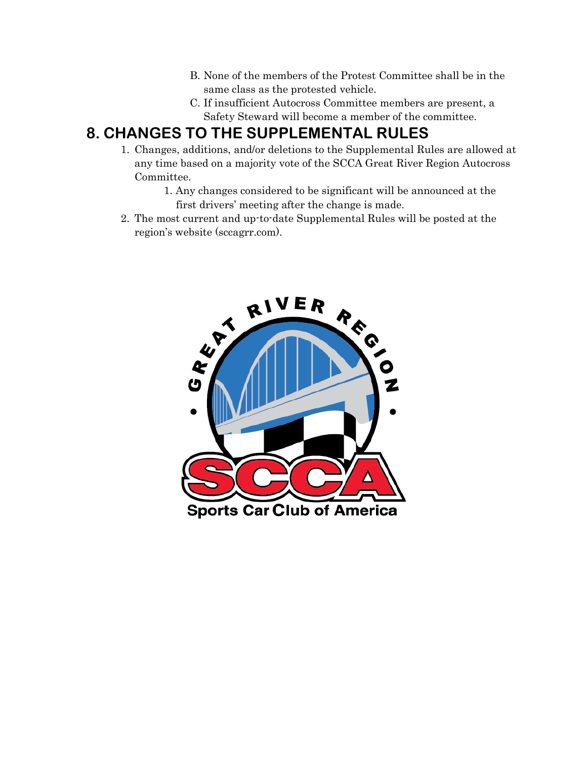B. None of the members of the Protest Committee shall be in the same class as the protested vehicle.
   C. If insufficient Autocross Committee members are present, a Safety Steward will become a member of the committee.

## 8. CHANGES TO THE SUPPLEMENTAL RULES

1. Changes, additions, and/or deletions to the Supplemental Rules are allowed at any time based on a majority vote of the SCCA Great River Region Autocross Committee.
   1. Any changes considered to be significant will be announced at the first drivers' meeting after the change is made.
2. The most current and up-to-date Supplemental Rules will be posted at the region's website (sccagrr.com).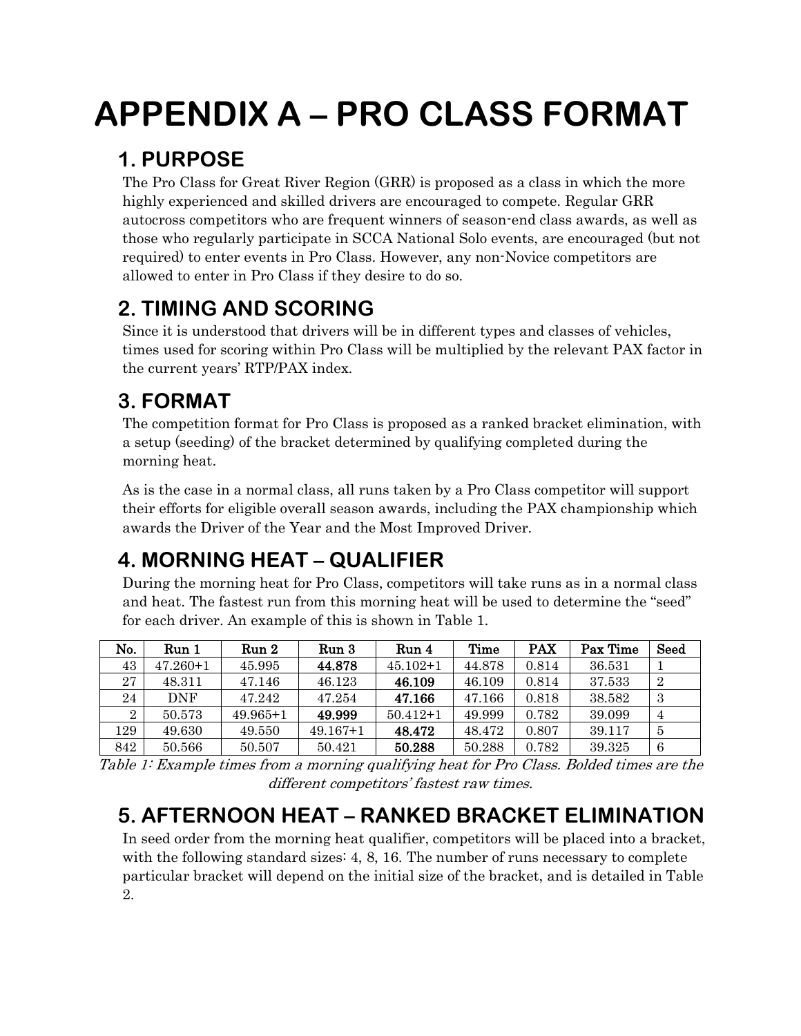# APPENDIX A – PRO CLASS FORMAT

## 1. PURPOSE

The Pro Class for Great River Region (GRR) is proposed as a class in which the more highly experienced and skilled drivers are encouraged to compete. Regular GRR autocross competitors who are frequent winners of season-end class awards, as well as those who regularly participate in SCCA National Solo events, are encouraged (but not required) to enter events in Pro Class. However, any non-Novice competitors are allowed to enter in Pro Class if they desire to do so.

## 2. TIMING AND SCORING

Since it is understood that drivers will be in different types and classes of vehicles, times used for scoring within Pro Class will be multiplied by the relevant PAX factor in the current years' RTP/PAX index.

## 3. FORMAT

The competition format for Pro Class is proposed as a ranked bracket elimination, with a setup (seeding) of the bracket determined by qualifying completed during the morning heat.

As is the case in a normal class, all runs taken by a Pro Class competitor will support their efforts for eligible overall season awards, including the PAX championship which awards the Driver of the Year and the Most Improved Driver.

## 4. MORNING HEAT – QUALIFIER

During the morning heat for Pro Class, competitors will take runs as in a normal class and heat. The fastest run from this morning heat will be used to determine the "seed" for each driver. An example of this is shown in Table 1.

| No. | Run 1 | Run 2 | Run 3 | Run 4 | Time | PAX | Pax Time | Seed |
|---|---|---|---|---|---|---|---|---|
| 43 | 47.260+1 | 45.995 | **44.878** | 45.102+1 | 44.878 | 0.814 | 36.531 | 1 |
| 27 | 48.311 | 47.146 | 46.123 | **46.109** | 46.109 | 0.814 | 37.533 | 2 |
| 24 | DNF | 47.242 | 47.254 | **47.166** | 47.166 | 0.818 | 38.582 | 3 |
| 2 | 50.573 | 49.965+1 | **49.999** | 50.412+1 | 49.999 | 0.782 | 39.099 | 4 |
| 129 | 49.630 | 49.550 | 49.167+1 | **48.472** | 48.472 | 0.807 | 39.117 | 5 |
| 842 | 50.566 | 50.507 | 50.421 | **50.288** | 50.288 | 0.782 | 39.325 | 6 |

*Table 1: Example times from a morning qualifying heat for Pro Class. Bolded times are the different competitors' fastest raw times.*

## 5. AFTERNOON HEAT – RANKED BRACKET ELIMINATION

In seed order from the morning heat qualifier, competitors will be placed into a bracket, with the following standard sizes: 4, 8, 16. The number of runs necessary to complete particular bracket will depend on the initial size of the bracket, and is detailed in Table 2.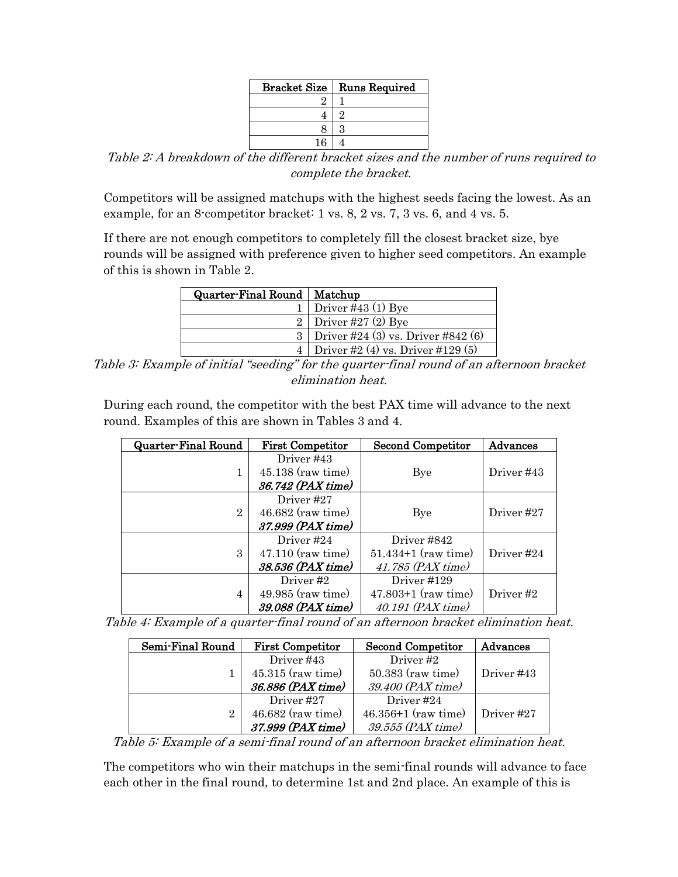| Bracket Size | Runs Required |
|---|---|
| 2 | 1 |
| 4 | 2 |
| 8 | 3 |
| 16 | 4 |

*Table 2: A breakdown of the different bracket sizes and the number of runs required to complete the bracket.*

Competitors will be assigned matchups with the highest seeds facing the lowest. As an example, for an 8-competitor bracket: 1 vs. 8, 2 vs. 7, 3 vs. 6, and 4 vs. 5.

If there are not enough competitors to completely fill the closest bracket size, bye rounds will be assigned with preference given to higher seed competitors. An example of this is shown in Table 2.

| Quarter-Final Round | Matchup |
|---|---|
| 1 | Driver #43 (1) Bye |
| 2 | Driver #27 (2) Bye |
| 3 | Driver #24 (3) vs. Driver #842 (6) |
| 4 | Driver #2 (4) vs. Driver #129 (5) |

*Table 3: Example of initial "seeding" for the quarter-final round of an afternoon bracket elimination heat.*

During each round, the competitor with the best PAX time will advance to the next round. Examples of this are shown in Tables 3 and 4.

| Quarter-Final Round | First Competitor | Second Competitor | Advances |
|---|---|---|---|
| 1 | Driver #43<br>45.138 (raw time)<br>***36.742 (PAX time)*** | Bye | Driver #43 |
| 2 | Driver #27<br>46.682 (raw time)<br>***37.999 (PAX time)*** | Bye | Driver #27 |
| 3 | Driver #24<br>47.110 (raw time)<br>***38.536 (PAX time)*** | Driver #842<br>51.434+1 (raw time)<br>*41.785 (PAX time)* | Driver #24 |
| 4 | Driver #2<br>49.985 (raw time)<br>***39.088 (PAX time)*** | Driver #129<br>47.803+1 (raw time)<br>*40.191 (PAX time)* | Driver #2 |

*Table 4: Example of a quarter-final round of an afternoon bracket elimination heat.*

| Semi-Final Round | First Competitor | Second Competitor | Advances |
|---|---|---|---|
| 1 | Driver #43<br>45.315 (raw time)<br>***36.886 (PAX time)*** | Driver #2<br>50.383 (raw time)<br>*39.400 (PAX time)* | Driver #43 |
| 2 | Driver #27<br>46.682 (raw time)<br>***37.999 (PAX time)*** | Driver #24<br>46.356+1 (raw time)<br>*39.555 (PAX time)* | Driver #27 |

*Table 5: Example of a semi-final round of an afternoon bracket elimination heat.*

The competitors who win their matchups in the semi-final rounds will advance to face each other in the final round, to determine 1st and 2nd place. An example of this is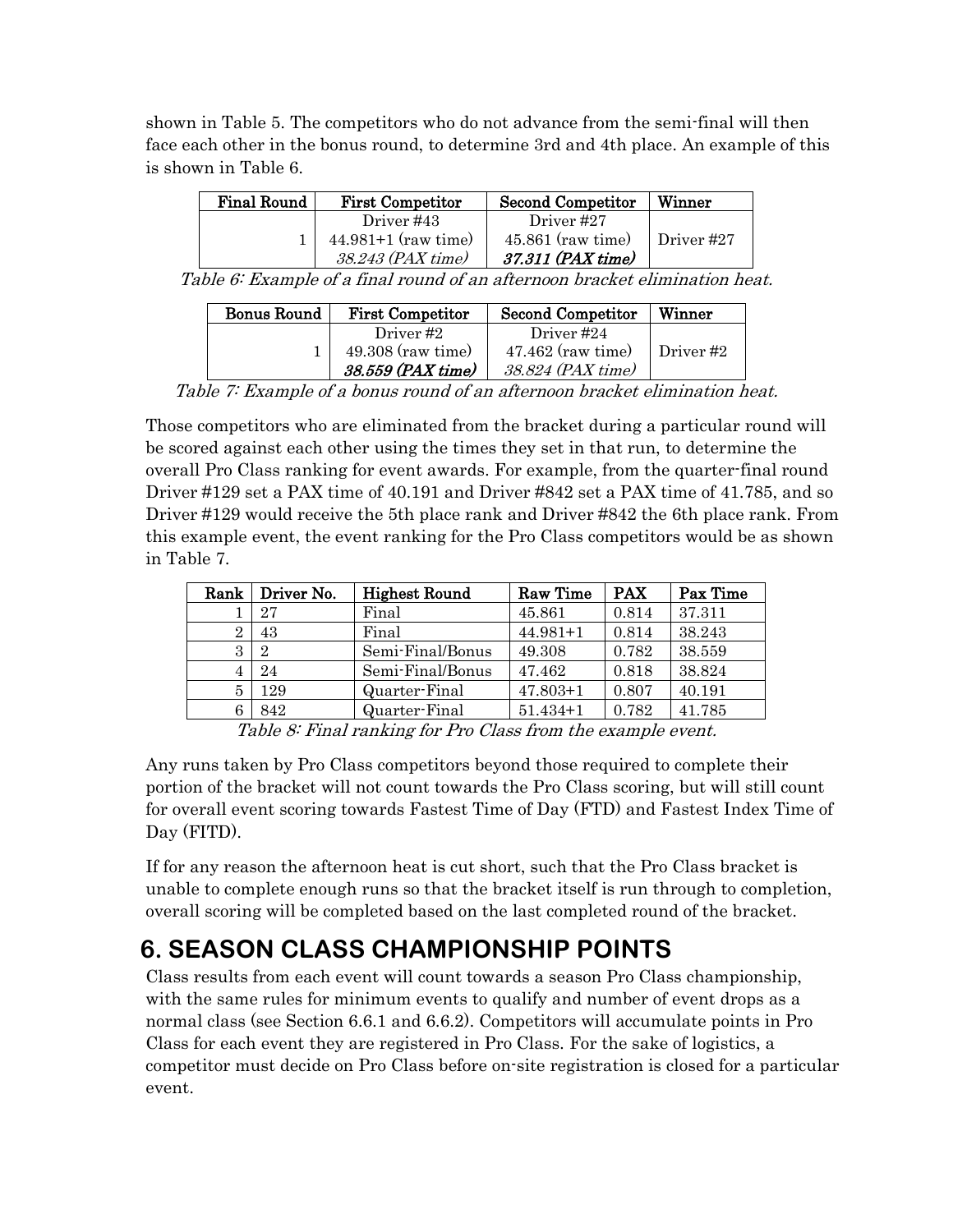shown in Table 5. The competitors who do not advance from the semi-final will then face each other in the bonus round, to determine 3rd and 4th place. An example of this is shown in Table 6.

| Final Round | First Competitor | Second Competitor | Winner |
|---|---|---|---|
| 1 | Driver #43<br>44.981+1 (raw time)<br>*38.243 (PAX time)* | Driver #27<br>45.861 (raw time)<br>***37.311 (PAX time)*** | Driver #27 |

*Table 6: Example of a final round of an afternoon bracket elimination heat.*

| Bonus Round | First Competitor | Second Competitor | Winner |
|---|---|---|---|
| 1 | Driver #2<br>49.308 (raw time)<br>***38.559 (PAX time)*** | Driver #24<br>47.462 (raw time)<br>*38.824 (PAX time)* | Driver #2 |

*Table 7: Example of a bonus round of an afternoon bracket elimination heat.*

Those competitors who are eliminated from the bracket during a particular round will be scored against each other using the times they set in that run, to determine the overall Pro Class ranking for event awards. For example, from the quarter-final round Driver #129 set a PAX time of 40.191 and Driver #842 set a PAX time of 41.785, and so Driver #129 would receive the 5th place rank and Driver #842 the 6th place rank. From this example event, the event ranking for the Pro Class competitors would be as shown in Table 7.

| Rank | Driver No. | Highest Round | Raw Time | PAX | Pax Time |
|---|---|---|---|---|---|
| 1 | 27 | Final | 45.861 | 0.814 | 37.311 |
| 2 | 43 | Final | 44.981+1 | 0.814 | 38.243 |
| 3 | 2 | Semi-Final/Bonus | 49.308 | 0.782 | 38.559 |
| 4 | 24 | Semi-Final/Bonus | 47.462 | 0.818 | 38.824 |
| 5 | 129 | Quarter-Final | 47.803+1 | 0.807 | 40.191 |
| 6 | 842 | Quarter-Final | 51.434+1 | 0.782 | 41.785 |

*Table 8: Final ranking for Pro Class from the example event.*

Any runs taken by Pro Class competitors beyond those required to complete their portion of the bracket will not count towards the Pro Class scoring, but will still count for overall event scoring towards Fastest Time of Day (FTD) and Fastest Index Time of Day (FITD).

If for any reason the afternoon heat is cut short, such that the Pro Class bracket is unable to complete enough runs so that the bracket itself is run through to completion, overall scoring will be completed based on the last completed round of the bracket.

# 6. SEASON CLASS CHAMPIONSHIP POINTS

Class results from each event will count towards a season Pro Class championship, with the same rules for minimum events to qualify and number of event drops as a normal class (see Section 6.6.1 and 6.6.2). Competitors will accumulate points in Pro Class for each event they are registered in Pro Class. For the sake of logistics, a competitor must decide on Pro Class before on-site registration is closed for a particular event.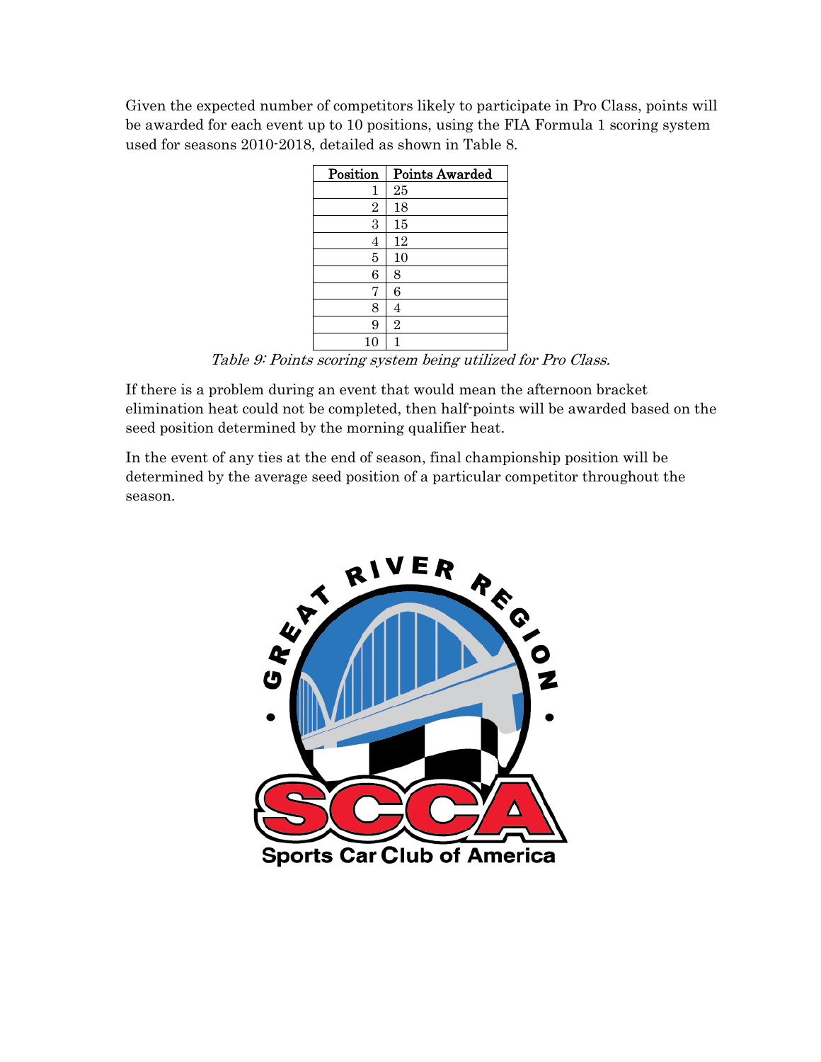Given the expected number of competitors likely to participate in Pro Class, points will be awarded for each event up to 10 positions, using the FIA Formula 1 scoring system used for seasons 2010-2018, detailed as shown in Table 8.

| Position | Points Awarded |
|---|---|
| 1 | 25 |
| 2 | 18 |
| 3 | 15 |
| 4 | 12 |
| 5 | 10 |
| 6 | 8 |
| 7 | 6 |
| 8 | 4 |
| 9 | 2 |
| 10 | 1 |

*Table 9: Points scoring system being utilized for Pro Class.*

If there is a problem during an event that would mean the afternoon bracket elimination heat could not be completed, then half-points will be awarded based on the seed position determined by the morning qualifier heat.

In the event of any ties at the end of season, final championship position will be determined by the average seed position of a particular competitor throughout the season.

GREAT RIVER REGION

SCCA

Sports Car Club of America